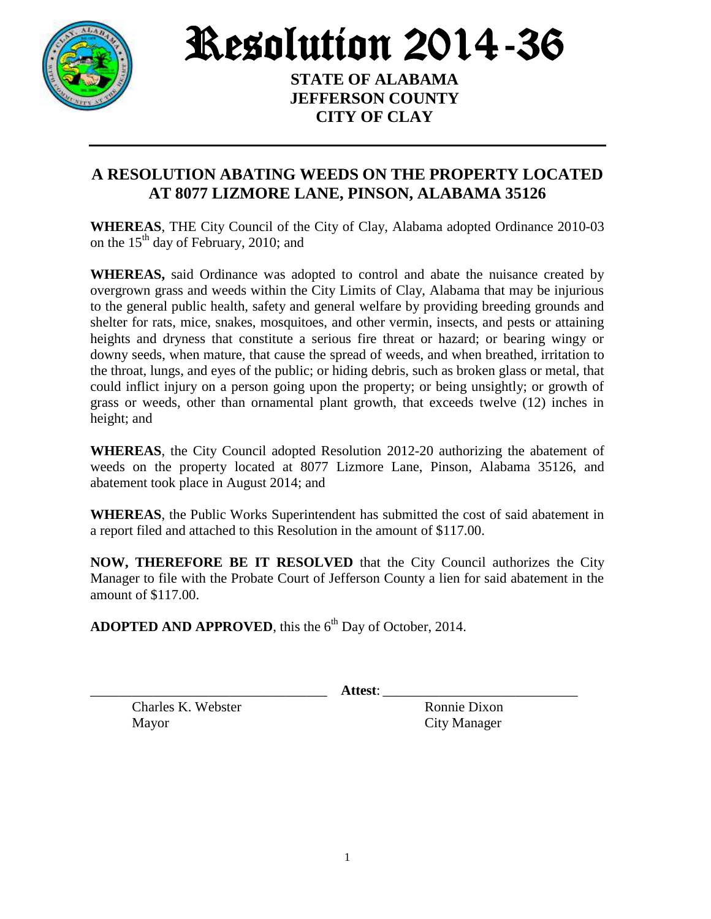# Resolution 2014-36

**STATE OF ALABAMA**
**JEFFERSON COUNTY**
**CITY OF CLAY**

---

## A RESOLUTION ABATING WEEDS ON THE PROPERTY LOCATED AT 8077 LIZMORE LANE, PINSON, ALABAMA 35126

**WHEREAS**, THE City Council of the City of Clay, Alabama adopted Ordinance 2010-03 on the 15th day of February, 2010; and

**WHEREAS,** said Ordinance was adopted to control and abate the nuisance created by overgrown grass and weeds within the City Limits of Clay, Alabama that may be injurious to the general public health, safety and general welfare by providing breeding grounds and shelter for rats, mice, snakes, mosquitoes, and other vermin, insects, and pests or attaining heights and dryness that constitute a serious fire threat or hazard; or bearing wingy or downy seeds, when mature, that cause the spread of weeds, and when breathed, irritation to the throat, lungs, and eyes of the public; or hiding debris, such as broken glass or metal, that could inflict injury on a person going upon the property; or being unsightly; or growth of grass or weeds, other than ornamental plant growth, that exceeds twelve (12) inches in height; and

**WHEREAS**, the City Council adopted Resolution 2012-20 authorizing the abatement of weeds on the property located at 8077 Lizmore Lane, Pinson, Alabama 35126, and abatement took place in August 2014; and

**WHEREAS**, the Public Works Superintendent has submitted the cost of said abatement in a report filed and attached to this Resolution in the amount of $117.00.

**NOW, THEREFORE BE IT RESOLVED** that the City Council authorizes the City Manager to file with the Probate Court of Jefferson County a lien for said abatement in the amount of $117.00.

**ADOPTED AND APPROVED**, this the 6th Day of October, 2014.

_________________________________ **Attest**: ____________________________

Charles K. Webster
Mayor

Ronnie Dixon
City Manager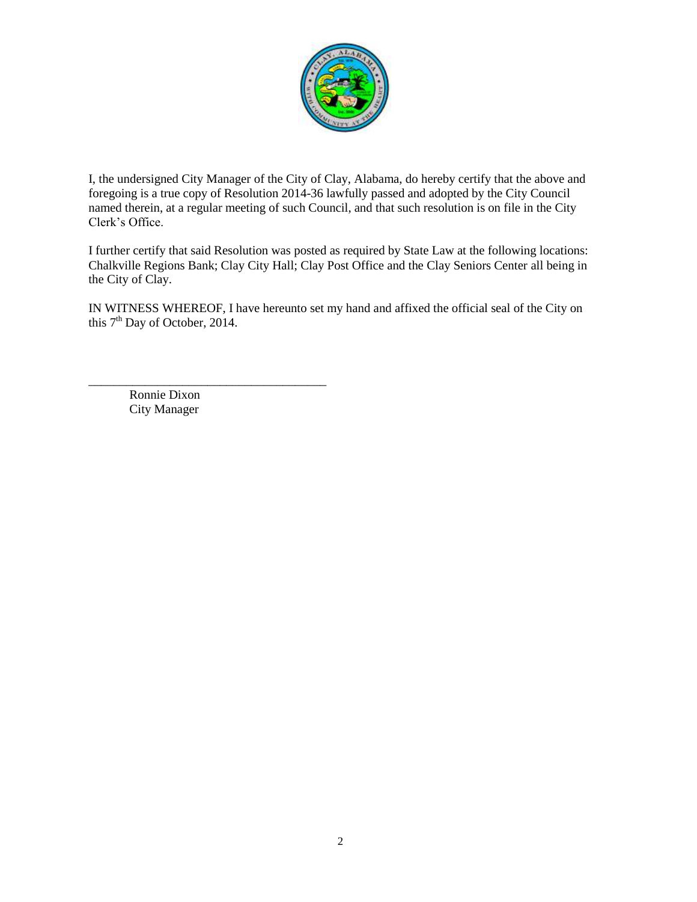I, the undersigned City Manager of the City of Clay, Alabama, do hereby certify that the above and foregoing is a true copy of Resolution 2014-36 lawfully passed and adopted by the City Council named therein, at a regular meeting of such Council, and that such resolution is on file in the City Clerk's Office.

I further certify that said Resolution was posted as required by State Law at the following locations: Chalkville Regions Bank; Clay City Hall; Clay Post Office and the Clay Seniors Center all being in the City of Clay.

IN WITNESS WHEREOF, I have hereunto set my hand and affixed the official seal of the City on this 7th Day of October, 2014.

\_\_\_\_\_\_\_\_\_\_\_\_\_\_\_\_\_\_\_\_\_\_\_\_\_\_\_\_\_\_\_\_\_\_\_\_\_\_

Ronnie Dixon
City Manager